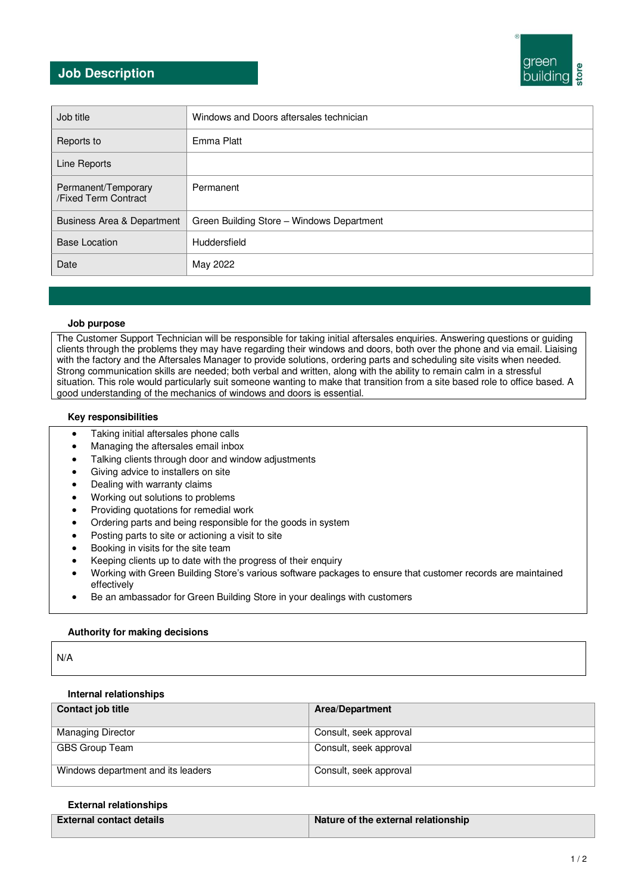# Job Description

green building store

| Job title | Windows and Doors aftersales technician |
|---|---|
| Reports to | Emma Platt |
| Line Reports | |
| Permanent/Temporary /Fixed Term Contract | Permanent |
| Business Area & Department | Green Building Store – Windows Department |
| Base Location | Huddersfield |
| Date | May 2022 |

### Job purpose

The Customer Support Technician will be responsible for taking initial aftersales enquiries. Answering questions or guiding clients through the problems they may have regarding their windows and doors, both over the phone and via email. Liaising with the factory and the Aftersales Manager to provide solutions, ordering parts and scheduling site visits when needed. Strong communication skills are needed; both verbal and written, along with the ability to remain calm in a stressful situation. This role would particularly suit someone wanting to make that transition from a site based role to office based. A good understanding of the mechanics of windows and doors is essential.

### Key responsibilities

- Taking initial aftersales phone calls
- Managing the aftersales email inbox
- Talking clients through door and window adjustments
- Giving advice to installers on site
- Dealing with warranty claims
- Working out solutions to problems
- Providing quotations for remedial work
- Ordering parts and being responsible for the goods in system
- Posting parts to site or actioning a visit to site
- Booking in visits for the site team
- Keeping clients up to date with the progress of their enquiry
- Working with Green Building Store's various software packages to ensure that customer records are maintained effectively
- Be an ambassador for Green Building Store in your dealings with customers

### Authority for making decisions

N/A

### Internal relationships

| Contact job title | Area/Department |
|---|---|
| Managing Director | Consult, seek approval |
| GBS Group Team | Consult, seek approval |
| Windows department and its leaders | Consult, seek approval |

### External relationships

| External contact details | Nature of the external relationship |
|---|---|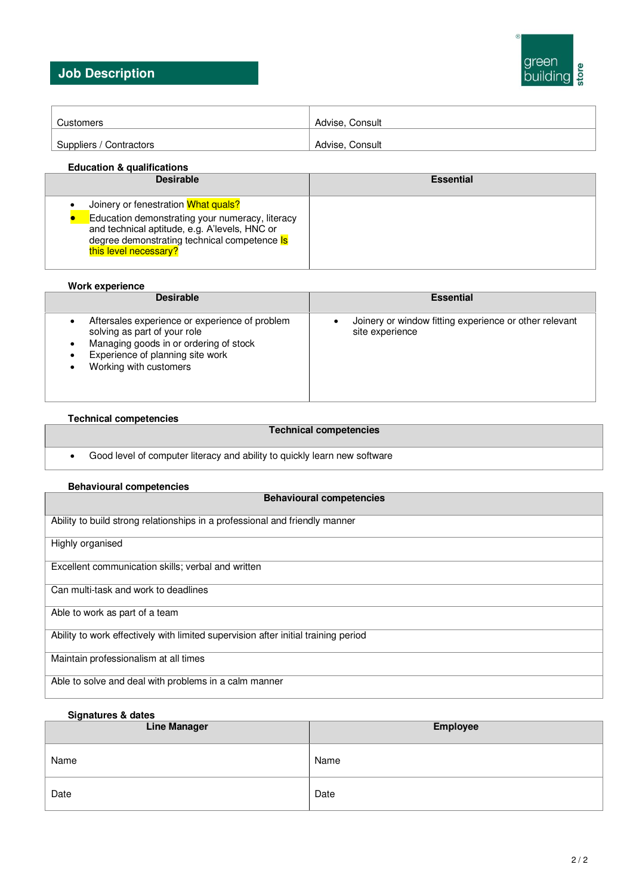## Job Description

green building store

| | |
|---|---|
| Customers | Advise, Consult |
| Suppliers / Contractors | Advise, Consult |

**Education & qualifications**

| Desirable | Essential |
|---|---|
| • Joinery or fenestration What quals?<br>• Education demonstrating your numeracy, literacy and technical aptitude, e.g. A'levels, HNC or degree demonstrating technical competence Is this level necessary? | |

**Work experience**

| Desirable | Essential |
|---|---|
| • Aftersales experience or experience of problem solving as part of your role<br>• Managing goods in or ordering of stock<br>• Experience of planning site work<br>• Working with customers | • Joinery or window fitting experience or other relevant site experience |

**Technical competencies**

| Technical competencies |
|---|
| • Good level of computer literacy and ability to quickly learn new software |

**Behavioural competencies**

| Behavioural competencies |
|---|
| Ability to build strong relationships in a professional and friendly manner |
| Highly organised |
| Excellent communication skills; verbal and written |
| Can multi-task and work to deadlines |
| Able to work as part of a team |
| Ability to work effectively with limited supervision after initial training period |
| Maintain professionalism at all times |
| Able to solve and deal with problems in a calm manner |

**Signatures & dates**

| Line Manager | Employee |
|---|---|
| Name | Name |
| Date | Date |